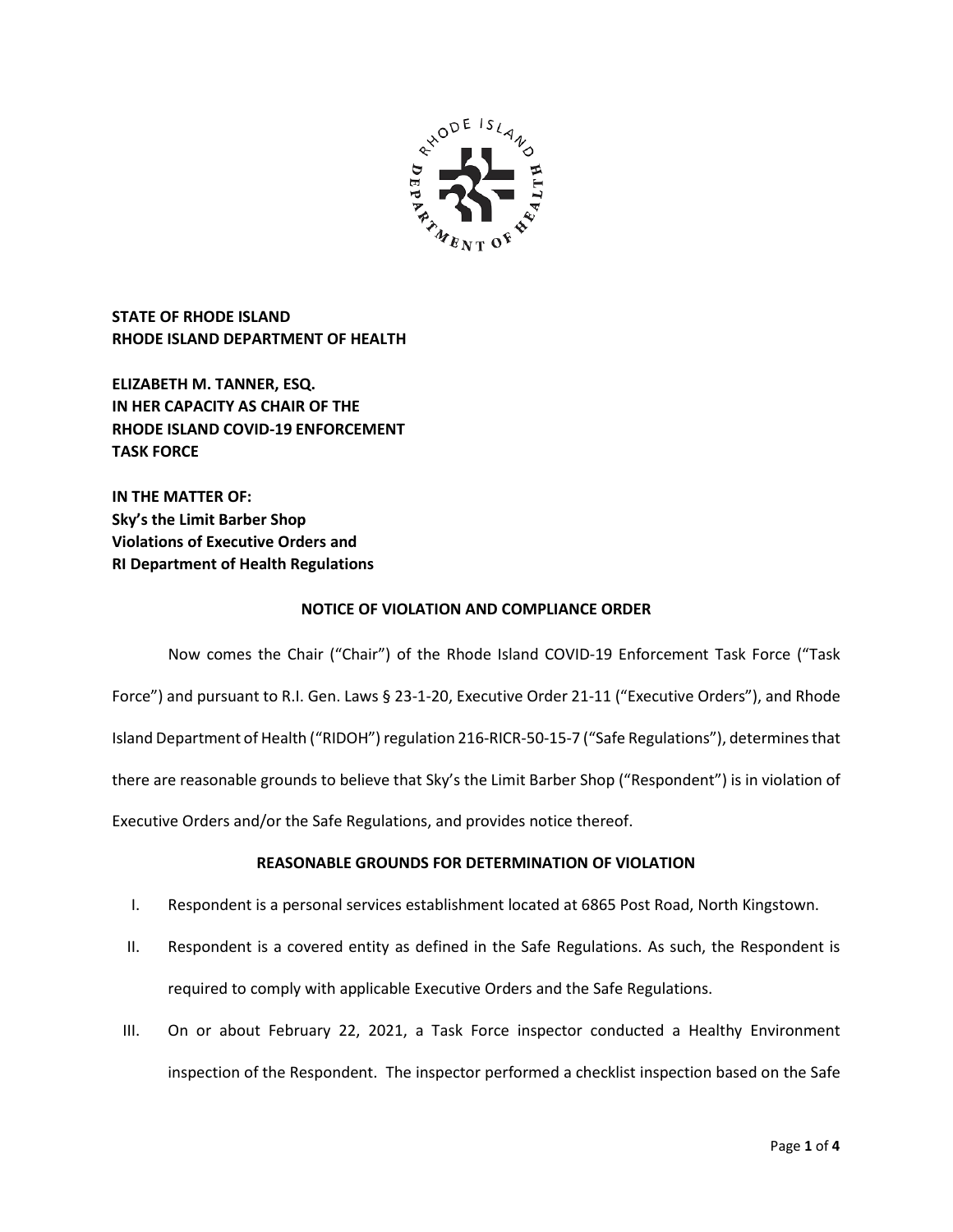**STATE OF RHODE ISLAND**
**RHODE ISLAND DEPARTMENT OF HEALTH**

**ELIZABETH M. TANNER, ESQ.**
**IN HER CAPACITY AS CHAIR OF THE**
**RHODE ISLAND COVID-19 ENFORCEMENT**
**TASK FORCE**

**IN THE MATTER OF:**
**Sky's the Limit Barber Shop**
**Violations of Executive Orders and**
**RI Department of Health Regulations**

## NOTICE OF VIOLATION AND COMPLIANCE ORDER

Now comes the Chair ("Chair") of the Rhode Island COVID-19 Enforcement Task Force ("Task Force") and pursuant to R.I. Gen. Laws § 23-1-20, Executive Order 21-11 ("Executive Orders"), and Rhode Island Department of Health ("RIDOH") regulation 216-RICR-50-15-7 ("Safe Regulations"), determines that there are reasonable grounds to believe that Sky's the Limit Barber Shop ("Respondent") is in violation of Executive Orders and/or the Safe Regulations, and provides notice thereof.

## REASONABLE GROUNDS FOR DETERMINATION OF VIOLATION

I. Respondent is a personal services establishment located at 6865 Post Road, North Kingstown.

II. Respondent is a covered entity as defined in the Safe Regulations. As such, the Respondent is required to comply with applicable Executive Orders and the Safe Regulations.

III. On or about February 22, 2021, a Task Force inspector conducted a Healthy Environment inspection of the Respondent. The inspector performed a checklist inspection based on the Safe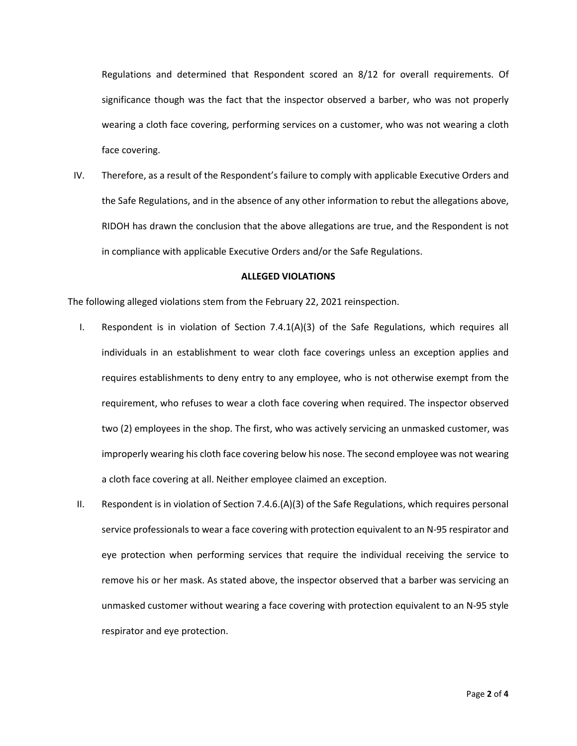Regulations and determined that Respondent scored an 8/12 for overall requirements. Of significance though was the fact that the inspector observed a barber, who was not properly wearing a cloth face covering, performing services on a customer, who was not wearing a cloth face covering.

IV. Therefore, as a result of the Respondent's failure to comply with applicable Executive Orders and the Safe Regulations, and in the absence of any other information to rebut the allegations above, RIDOH has drawn the conclusion that the above allegations are true, and the Respondent is not in compliance with applicable Executive Orders and/or the Safe Regulations.

**ALLEGED VIOLATIONS**

The following alleged violations stem from the February 22, 2021 reinspection.

I. Respondent is in violation of Section 7.4.1(A)(3) of the Safe Regulations, which requires all individuals in an establishment to wear cloth face coverings unless an exception applies and requires establishments to deny entry to any employee, who is not otherwise exempt from the requirement, who refuses to wear a cloth face covering when required. The inspector observed two (2) employees in the shop. The first, who was actively servicing an unmasked customer, was improperly wearing his cloth face covering below his nose. The second employee was not wearing a cloth face covering at all. Neither employee claimed an exception.

II. Respondent is in violation of Section 7.4.6.(A)(3) of the Safe Regulations, which requires personal service professionals to wear a face covering with protection equivalent to an N-95 respirator and eye protection when performing services that require the individual receiving the service to remove his or her mask. As stated above, the inspector observed that a barber was servicing an unmasked customer without wearing a face covering with protection equivalent to an N-95 style respirator and eye protection.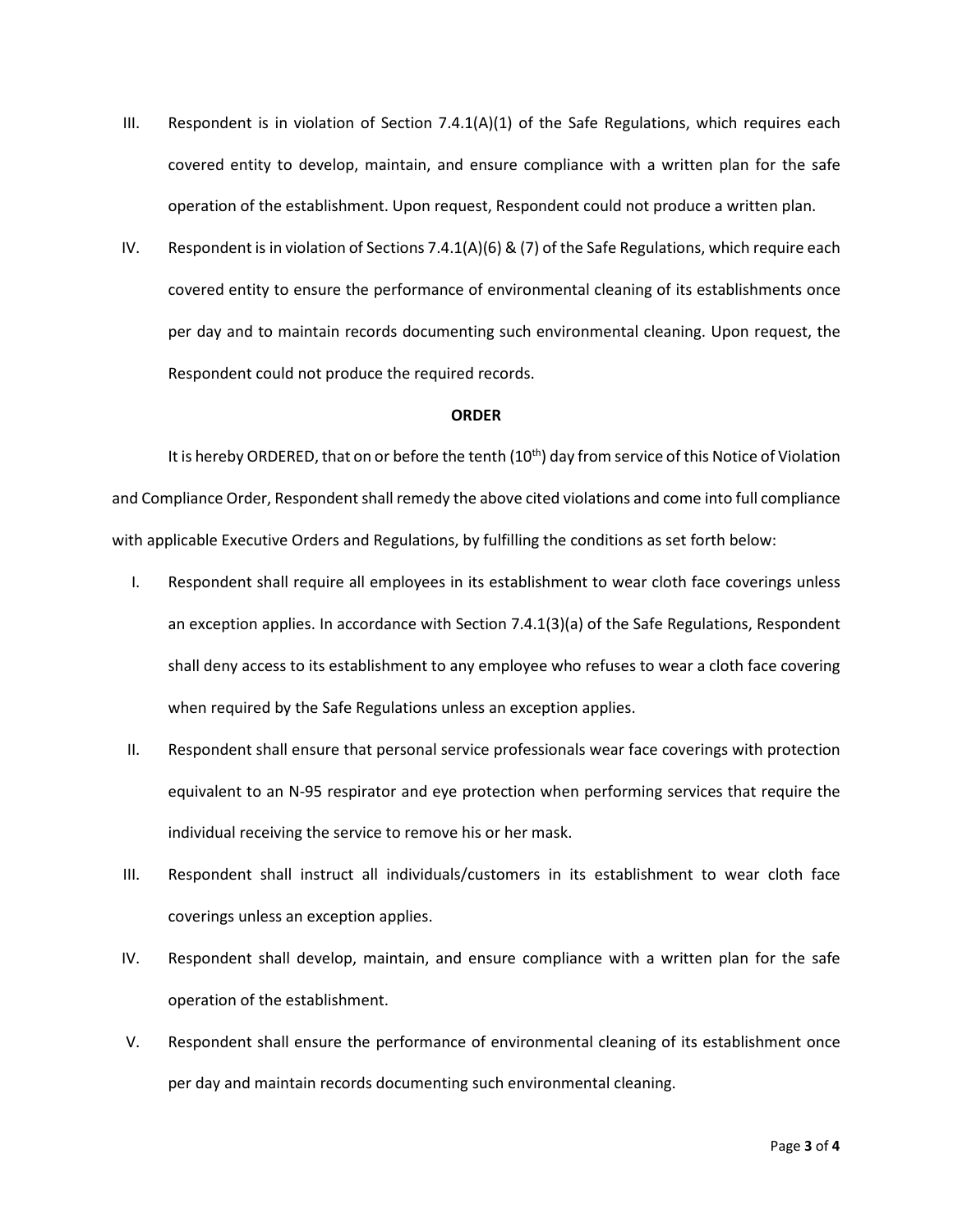III. Respondent is in violation of Section 7.4.1(A)(1) of the Safe Regulations, which requires each covered entity to develop, maintain, and ensure compliance with a written plan for the safe operation of the establishment. Upon request, Respondent could not produce a written plan.

IV. Respondent is in violation of Sections 7.4.1(A)(6) & (7) of the Safe Regulations, which require each covered entity to ensure the performance of environmental cleaning of its establishments once per day and to maintain records documenting such environmental cleaning. Upon request, the Respondent could not produce the required records.

**ORDER**

It is hereby ORDERED, that on or before the tenth (10th) day from service of this Notice of Violation and Compliance Order, Respondent shall remedy the above cited violations and come into full compliance with applicable Executive Orders and Regulations, by fulfilling the conditions as set forth below:

I. Respondent shall require all employees in its establishment to wear cloth face coverings unless an exception applies. In accordance with Section 7.4.1(3)(a) of the Safe Regulations, Respondent shall deny access to its establishment to any employee who refuses to wear a cloth face covering when required by the Safe Regulations unless an exception applies.

II. Respondent shall ensure that personal service professionals wear face coverings with protection equivalent to an N-95 respirator and eye protection when performing services that require the individual receiving the service to remove his or her mask.

III. Respondent shall instruct all individuals/customers in its establishment to wear cloth face coverings unless an exception applies.

IV. Respondent shall develop, maintain, and ensure compliance with a written plan for the safe operation of the establishment.

V. Respondent shall ensure the performance of environmental cleaning of its establishment once per day and maintain records documenting such environmental cleaning.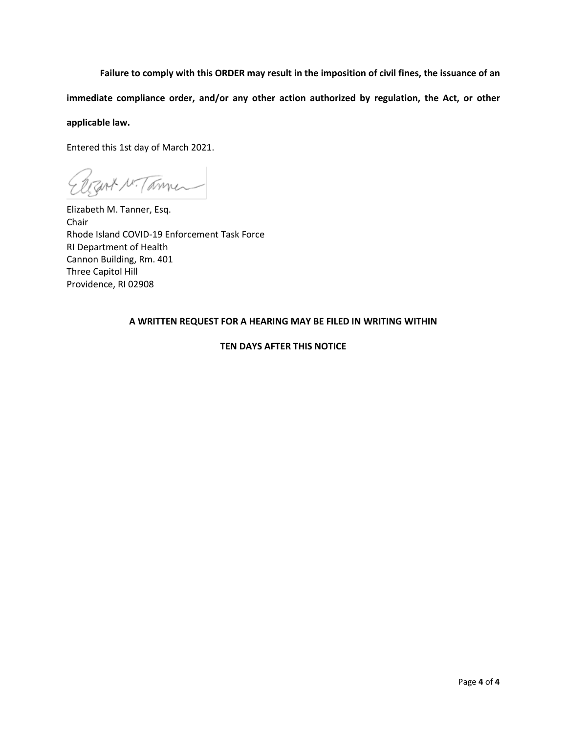**Failure to comply with this ORDER may result in the imposition of civil fines, the issuance of an immediate compliance order, and/or any other action authorized by regulation, the Act, or other applicable law.**

Entered this 1st day of March 2021.

Elizabeth M. Tanner, Esq.
Chair
Rhode Island COVID-19 Enforcement Task Force
RI Department of Health
Cannon Building, Rm. 401
Three Capitol Hill
Providence, RI 02908

**A WRITTEN REQUEST FOR A HEARING MAY BE FILED IN WRITING WITHIN**

**TEN DAYS AFTER THIS NOTICE**